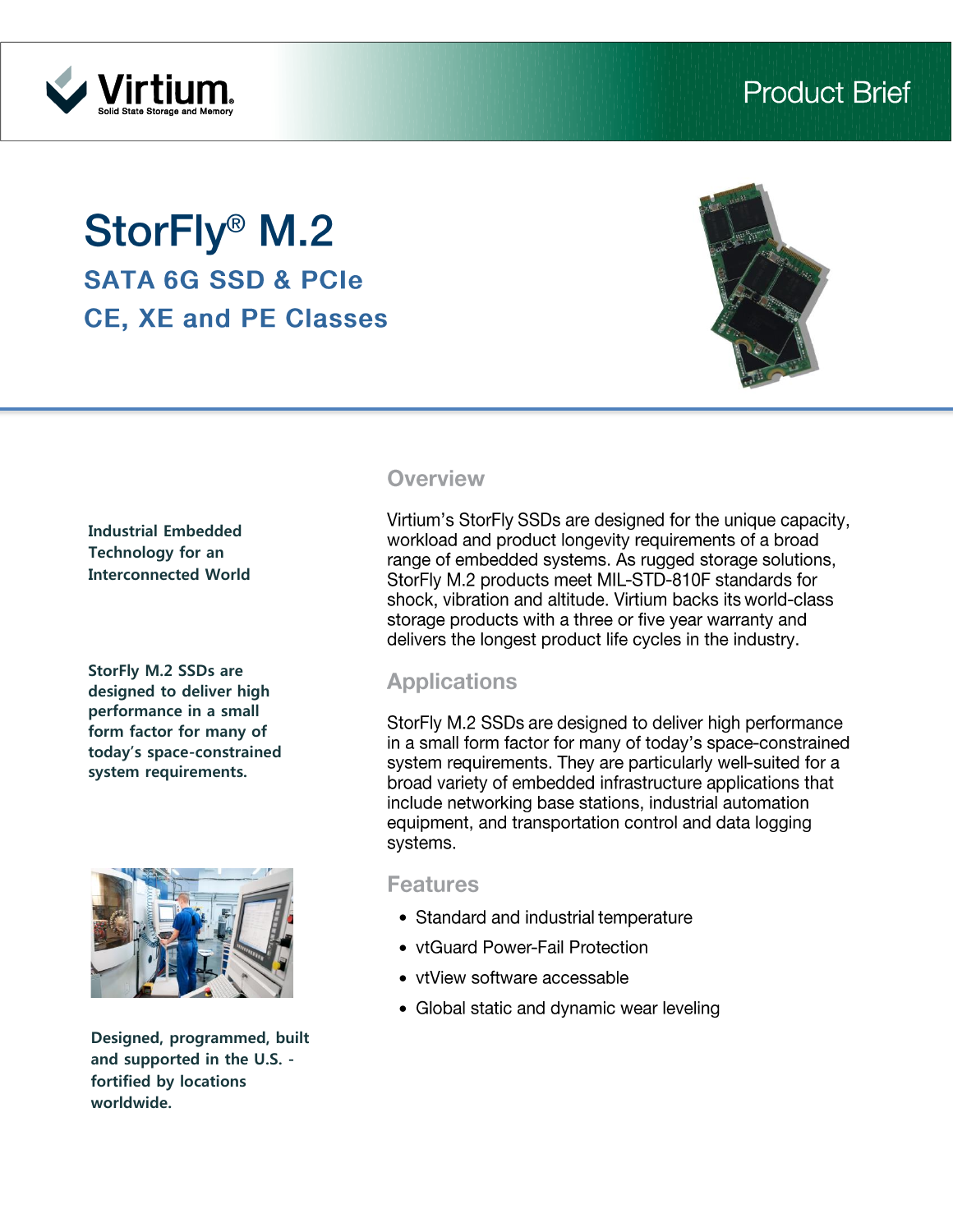Product Brief

# StorFly® M.2

## SATA 6G SSD & PCIe
## CE, XE and PE Classes

**Industrial Embedded Technology for an Interconnected World**

**StorFly M.2 SSDs are designed to deliver high performance in a small form factor for many of today's space-constrained system requirements.**

**Designed, programmed, built and supported in the U.S. - fortified by locations worldwide.**

## Overview

Virtium's StorFly SSDs are designed for the unique capacity, workload and product longevity requirements of a broad range of embedded systems. As rugged storage solutions, StorFly M.2 products meet MIL-STD-810F standards for shock, vibration and altitude. Virtium backs its world-class storage products with a three or five year warranty and delivers the longest product life cycles in the industry.

## Applications

StorFly M.2 SSDs are designed to deliver high performance in a small form factor for many of today's space-constrained system requirements. They are particularly well-suited for a broad variety of embedded infrastructure applications that include networking base stations, industrial automation equipment, and transportation control and data logging systems.

## Features

- Standard and industrial temperature
- vtGuard Power-Fail Protection
- vtView software accessable
- Global static and dynamic wear leveling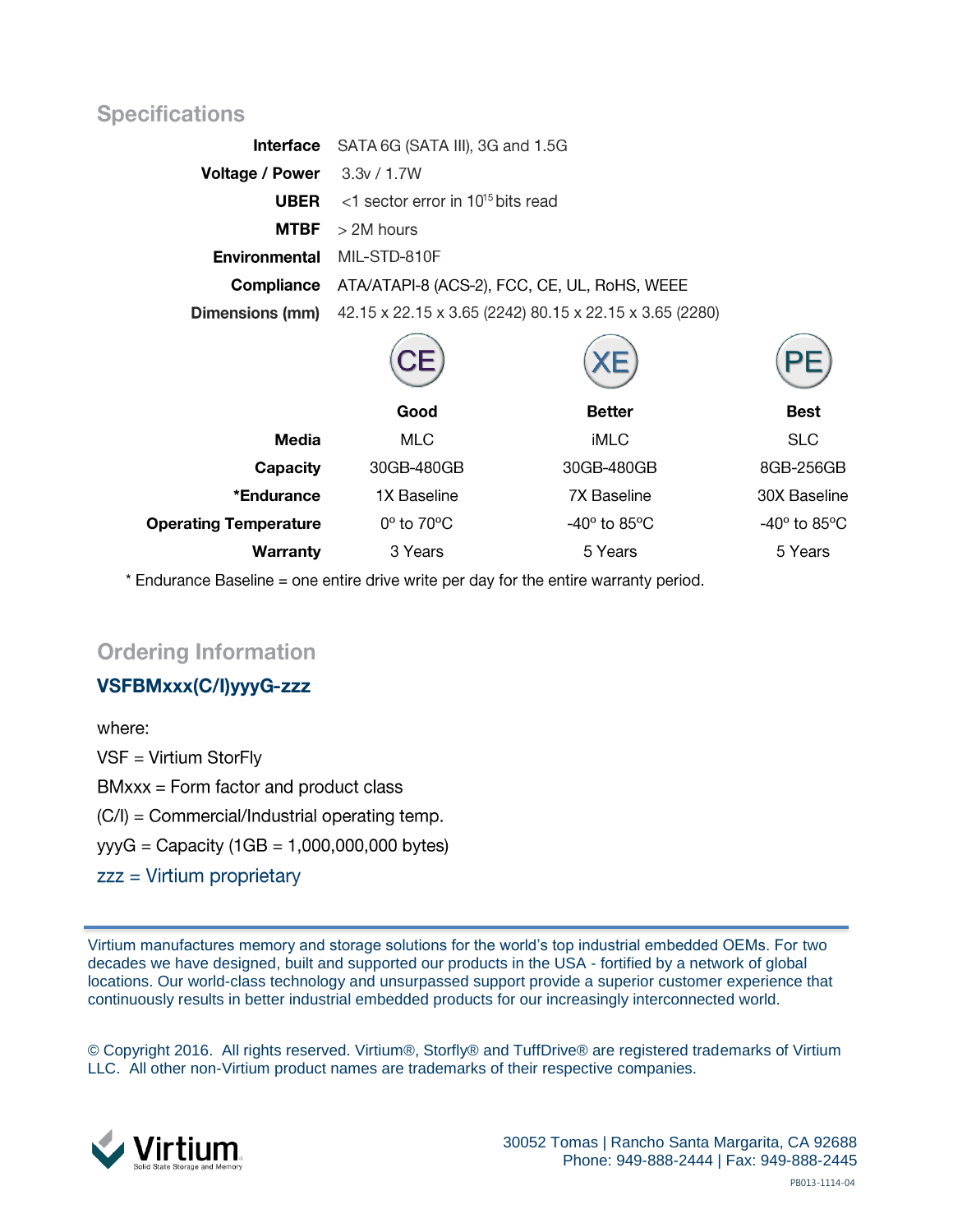## Specifications

| | |
|---|---|
| **Interface** | SATA 6G (SATA III), 3G and 1.5G |
| **Voltage / Power** | 3.3v / 1.7W |
| **UBER** | <1 sector error in $10^{15}$ bits read |
| **MTBF** | > 2M hours |
| **Environmental** | MIL-STD-810F |
| **Compliance** | ATA/ATAPI-8 (ACS-2), FCC, CE, UL, RoHS, WEEE |
| **Dimensions (mm)** | 42.15 x 22.15 x 3.65 (2242) 80.15 x 22.15 x 3.65 (2280) |

| | CE | XE | PE |
|---|---|---|---|
| | **Good** | **Better** | **Best** |
| **Media** | MLC | iMLC | SLC |
| **Capacity** | 30GB-480GB | 30GB-480GB | 8GB-256GB |
| ***Endurance** | 1X Baseline | 7X Baseline | 30X Baseline |
| **Operating Temperature** | 0º to 70ºC | -40º to 85ºC | -40º to 85ºC |
| **Warranty** | 3 Years | 5 Years | 5 Years |

* Endurance Baseline = one entire drive write per day for the entire warranty period.

## Ordering Information

**VSFBMxxx(C/I)yyyG-zzz**

where:

VSF = Virtium StorFly

BMxxx = Form factor and product class

(C/I) = Commercial/Industrial operating temp.

yyyG = Capacity (1GB = 1,000,000,000 bytes)

zzz = Virtium proprietary

---

Virtium manufactures memory and storage solutions for the world's top industrial embedded OEMs. For two decades we have designed, built and supported our products in the USA - fortified by a network of global locations. Our world-class technology and unsurpassed support provide a superior customer experience that continuously results in better industrial embedded products for our increasingly interconnected world.

© Copyright 2016. All rights reserved. Virtium®, Storfly® and TuffDrive® are registered trademarks of Virtium LLC. All other non-Virtium product names are trademarks of their respective companies.

Virtium Solid State Storage and Memory

30052 Tomas | Rancho Santa Margarita, CA 92688
Phone: 949-888-2444 | Fax: 949-888-2445

PB013-1114-04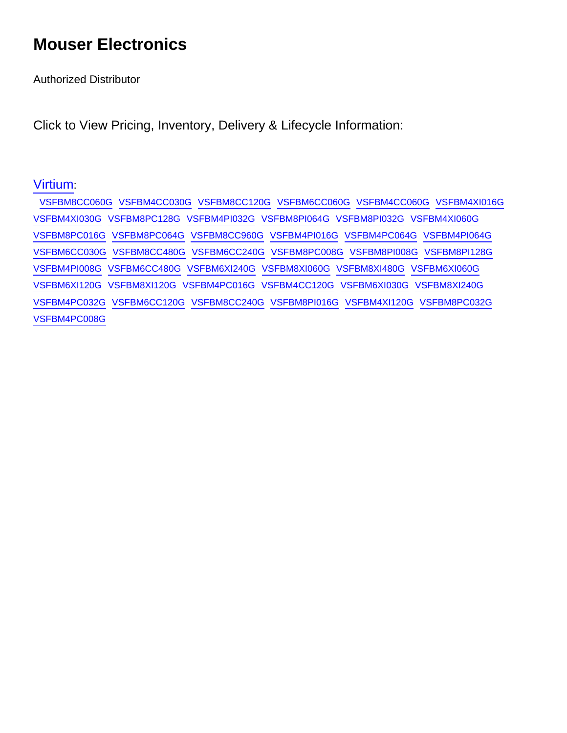# Mouser Electronics

Authorized Distributor

Click to View Pricing, Inventory, Delivery & Lifecycle Information:

Virtium:

VSFBM8CC060G VSFBM4CC030G VSFBM8CC120G VSFBM6CC060G VSFBM4CC060G VSFBM4XI016G VSFBM4XI030G VSFBM8PC128G VSFBM4PI032G VSFBM8PI064G VSFBM8PI032G VSFBM4XI060G VSFBM8PC016G VSFBM8PC064G VSFBM8CC960G VSFBM4PI016G VSFBM4PC064G VSFBM4PI064G VSFBM6CC030G VSFBM8CC480G VSFBM6CC240G VSFBM8PC008G VSFBM8PI008G VSFBM8PI128G VSFBM4PI008G VSFBM6CC480G VSFBM6XI240G VSFBM8XI060G VSFBM8XI480G VSFBM6XI060G VSFBM6XI120G VSFBM8XI120G VSFBM4PC016G VSFBM4CC120G VSFBM6XI030G VSFBM8XI240G VSFBM4PC032G VSFBM6CC120G VSFBM8CC240G VSFBM8PI016G VSFBM4XI120G VSFBM8PC032G VSFBM4PC008G